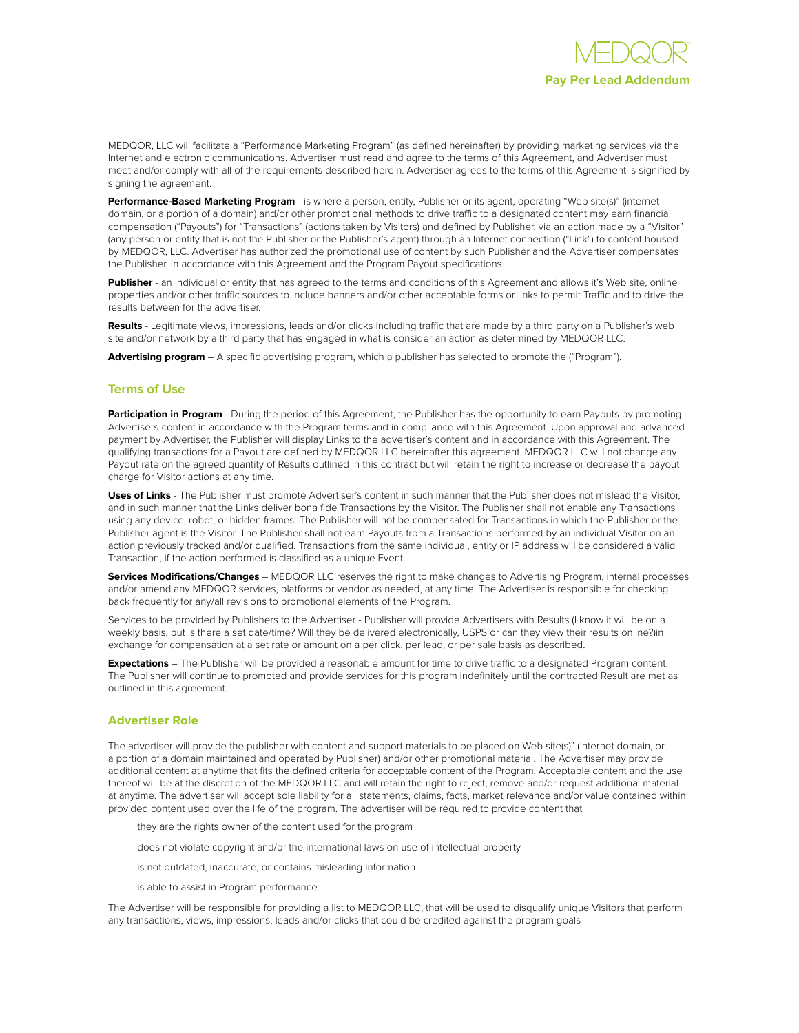# MEDQOR

## Pay Per Lead Addendum

MEDQOR, LLC will facilitate a "Performance Marketing Program" (as defined hereinafter) by providing marketing services via the Internet and electronic communications. Advertiser must read and agree to the terms of this Agreement, and Advertiser must meet and/or comply with all of the requirements described herein. Advertiser agrees to the terms of this Agreement is signified by signing the agreement.

**Performance-Based Marketing Program** - is where a person, entity, Publisher or its agent, operating "Web site(s)" (internet domain, or a portion of a domain) and/or other promotional methods to drive traffic to a designated content may earn financial compensation ("Payouts") for "Transactions" (actions taken by Visitors) and defined by Publisher, via an action made by a "Visitor" (any person or entity that is not the Publisher or the Publisher's agent) through an Internet connection ("Link") to content housed by MEDQOR, LLC. Advertiser has authorized the promotional use of content by such Publisher and the Advertiser compensates the Publisher, in accordance with this Agreement and the Program Payout specifications.

**Publisher** - an individual or entity that has agreed to the terms and conditions of this Agreement and allows it's Web site, online properties and/or other traffic sources to include banners and/or other acceptable forms or links to permit Traffic and to drive the results between for the advertiser.

**Results** - Legitimate views, impressions, leads and/or clicks including traffic that are made by a third party on a Publisher's web site and/or network by a third party that has engaged in what is consider an action as determined by MEDQOR LLC.

**Advertising program** – A specific advertising program, which a publisher has selected to promote the ("Program").

### Terms of Use

**Participation in Program** - During the period of this Agreement, the Publisher has the opportunity to earn Payouts by promoting Advertisers content in accordance with the Program terms and in compliance with this Agreement. Upon approval and advanced payment by Advertiser, the Publisher will display Links to the advertiser's content and in accordance with this Agreement. The qualifying transactions for a Payout are defined by MEDQOR LLC hereinafter this agreement. MEDQOR LLC will not change any Payout rate on the agreed quantity of Results outlined in this contract but will retain the right to increase or decrease the payout charge for Visitor actions at any time.

**Uses of Links** - The Publisher must promote Advertiser's content in such manner that the Publisher does not mislead the Visitor, and in such manner that the Links deliver bona fide Transactions by the Visitor. The Publisher shall not enable any Transactions using any device, robot, or hidden frames. The Publisher will not be compensated for Transactions in which the Publisher or the Publisher agent is the Visitor. The Publisher shall not earn Payouts from a Transactions performed by an individual Visitor on an action previously tracked and/or qualified. Transactions from the same individual, entity or IP address will be considered a valid Transaction, if the action performed is classified as a unique Event.

**Services Modifications/Changes** – MEDQOR LLC reserves the right to make changes to Advertising Program, internal processes and/or amend any MEDQOR services, platforms or vendor as needed, at any time. The Advertiser is responsible for checking back frequently for any/all revisions to promotional elements of the Program.

Services to be provided by Publishers to the Advertiser - Publisher will provide Advertisers with Results (I know it will be on a weekly basis, but is there a set date/time? Will they be delivered electronically, USPS or can they view their results online?)in exchange for compensation at a set rate or amount on a per click, per lead, or per sale basis as described.

**Expectations** – The Publisher will be provided a reasonable amount for time to drive traffic to a designated Program content. The Publisher will continue to promoted and provide services for this program indefinitely until the contracted Result are met as outlined in this agreement.

### Advertiser Role

The advertiser will provide the publisher with content and support materials to be placed on Web site(s)" (internet domain, or a portion of a domain maintained and operated by Publisher) and/or other promotional material. The Advertiser may provide additional content at anytime that fits the defined criteria for acceptable content of the Program. Acceptable content and the use thereof will be at the discretion of the MEDQOR LLC and will retain the right to reject, remove and/or request additional material at anytime. The advertiser will accept sole liability for all statements, claims, facts, market relevance and/or value contained within provided content used over the life of the program. The advertiser will be required to provide content that

- they are the rights owner of the content used for the program
- does not violate copyright and/or the international laws on use of intellectual property
- is not outdated, inaccurate, or contains misleading information
- is able to assist in Program performance

The Advertiser will be responsible for providing a list to MEDQOR LLC, that will be used to disqualify unique Visitors that perform any transactions, views, impressions, leads and/or clicks that could be credited against the program goals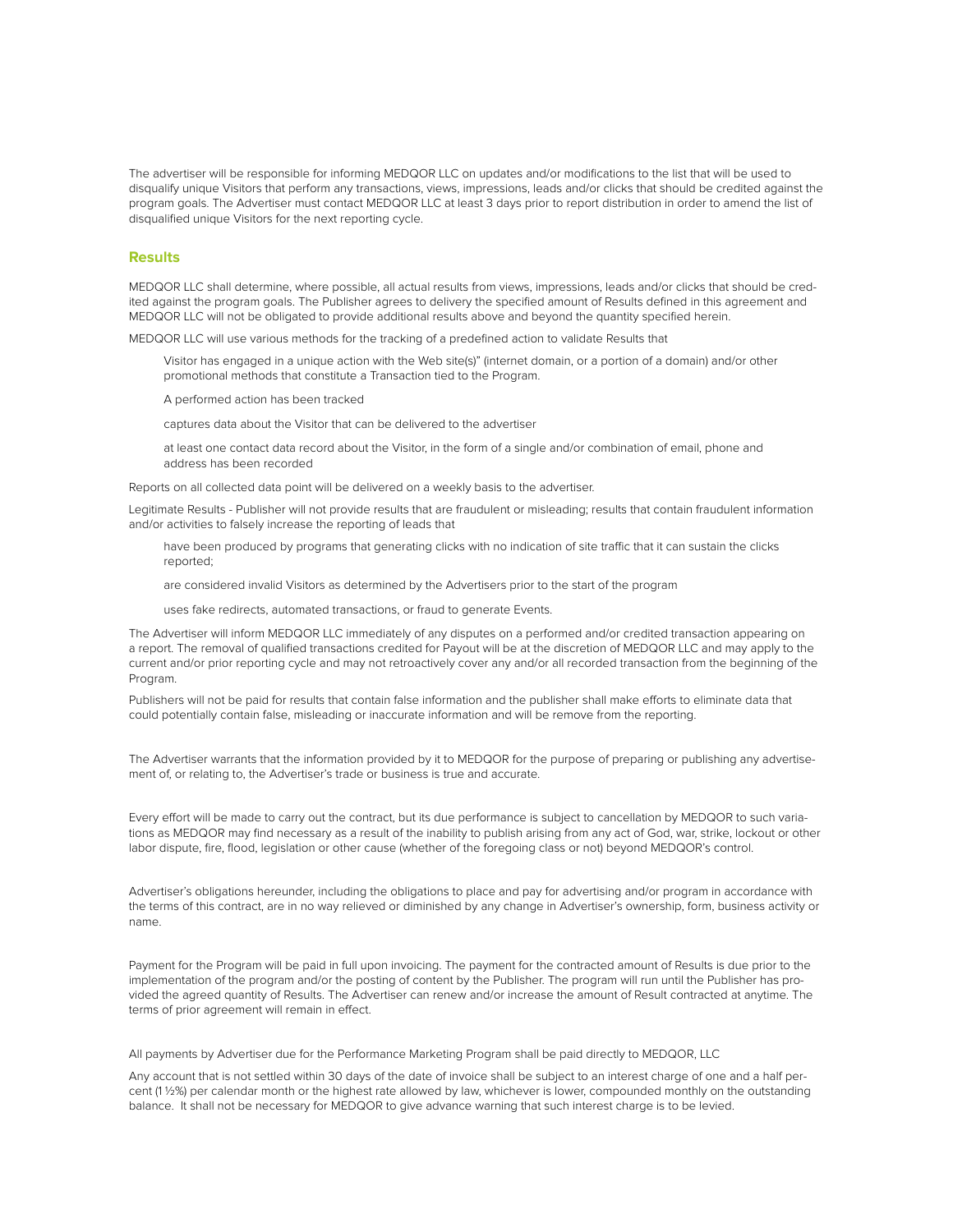The advertiser will be responsible for informing MEDQOR LLC on updates and/or modifications to the list that will be used to disqualify unique Visitors that perform any transactions, views, impressions, leads and/or clicks that should be credited against the program goals. The Advertiser must contact MEDQOR LLC at least 3 days prior to report distribution in order to amend the list of disqualified unique Visitors for the next reporting cycle.

## Results

MEDQOR LLC shall determine, where possible, all actual results from views, impressions, leads and/or clicks that should be credited against the program goals. The Publisher agrees to delivery the specified amount of Results defined in this agreement and MEDQOR LLC will not be obligated to provide additional results above and beyond the quantity specified herein.

MEDQOR LLC will use various methods for the tracking of a predefined action to validate Results that

Visitor has engaged in a unique action with the Web site(s)" (internet domain, or a portion of a domain) and/or other promotional methods that constitute a Transaction tied to the Program.

A performed action has been tracked

captures data about the Visitor that can be delivered to the advertiser

at least one contact data record about the Visitor, in the form of a single and/or combination of email, phone and address has been recorded

Reports on all collected data point will be delivered on a weekly basis to the advertiser.

Legitimate Results - Publisher will not provide results that are fraudulent or misleading; results that contain fraudulent information and/or activities to falsely increase the reporting of leads that

have been produced by programs that generating clicks with no indication of site traffic that it can sustain the clicks reported;

are considered invalid Visitors as determined by the Advertisers prior to the start of the program

uses fake redirects, automated transactions, or fraud to generate Events.

The Advertiser will inform MEDQOR LLC immediately of any disputes on a performed and/or credited transaction appearing on a report. The removal of qualified transactions credited for Payout will be at the discretion of MEDQOR LLC and may apply to the current and/or prior reporting cycle and may not retroactively cover any and/or all recorded transaction from the beginning of the Program.

Publishers will not be paid for results that contain false information and the publisher shall make efforts to eliminate data that could potentially contain false, misleading or inaccurate information and will be remove from the reporting.

The Advertiser warrants that the information provided by it to MEDQOR for the purpose of preparing or publishing any advertisement of, or relating to, the Advertiser's trade or business is true and accurate.

Every effort will be made to carry out the contract, but its due performance is subject to cancellation by MEDQOR to such variations as MEDQOR may find necessary as a result of the inability to publish arising from any act of God, war, strike, lockout or other labor dispute, fire, flood, legislation or other cause (whether of the foregoing class or not) beyond MEDQOR's control.

Advertiser's obligations hereunder, including the obligations to place and pay for advertising and/or program in accordance with the terms of this contract, are in no way relieved or diminished by any change in Advertiser's ownership, form, business activity or name.

Payment for the Program will be paid in full upon invoicing. The payment for the contracted amount of Results is due prior to the implementation of the program and/or the posting of content by the Publisher. The program will run until the Publisher has provided the agreed quantity of Results. The Advertiser can renew and/or increase the amount of Result contracted at anytime. The terms of prior agreement will remain in effect.

All payments by Advertiser due for the Performance Marketing Program shall be paid directly to MEDQOR, LLC

Any account that is not settled within 30 days of the date of invoice shall be subject to an interest charge of one and a half percent (1 ½%) per calendar month or the highest rate allowed by law, whichever is lower, compounded monthly on the outstanding balance. It shall not be necessary for MEDQOR to give advance warning that such interest charge is to be levied.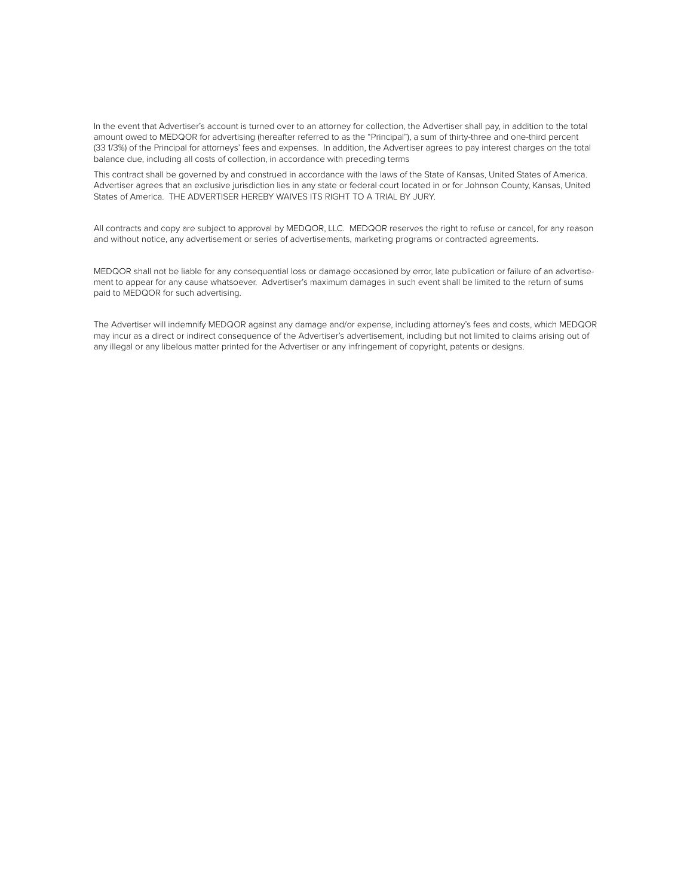In the event that Advertiser's account is turned over to an attorney for collection, the Advertiser shall pay, in addition to the total amount owed to MEDQOR for advertising (hereafter referred to as the "Principal"), a sum of thirty-three and one-third percent (33 1/3%) of the Principal for attorneys' fees and expenses. In addition, the Advertiser agrees to pay interest charges on the total balance due, including all costs of collection, in accordance with preceding terms

This contract shall be governed by and construed in accordance with the laws of the State of Kansas, United States of America. Advertiser agrees that an exclusive jurisdiction lies in any state or federal court located in or for Johnson County, Kansas, United States of America. THE ADVERTISER HEREBY WAIVES ITS RIGHT TO A TRIAL BY JURY.

All contracts and copy are subject to approval by MEDQOR, LLC. MEDQOR reserves the right to refuse or cancel, for any reason and without notice, any advertisement or series of advertisements, marketing programs or contracted agreements.

MEDQOR shall not be liable for any consequential loss or damage occasioned by error, late publication or failure of an advertisement to appear for any cause whatsoever. Advertiser's maximum damages in such event shall be limited to the return of sums paid to MEDQOR for such advertising.

The Advertiser will indemnify MEDQOR against any damage and/or expense, including attorney's fees and costs, which MEDQOR may incur as a direct or indirect consequence of the Advertiser's advertisement, including but not limited to claims arising out of any illegal or any libelous matter printed for the Advertiser or any infringement of copyright, patents or designs.